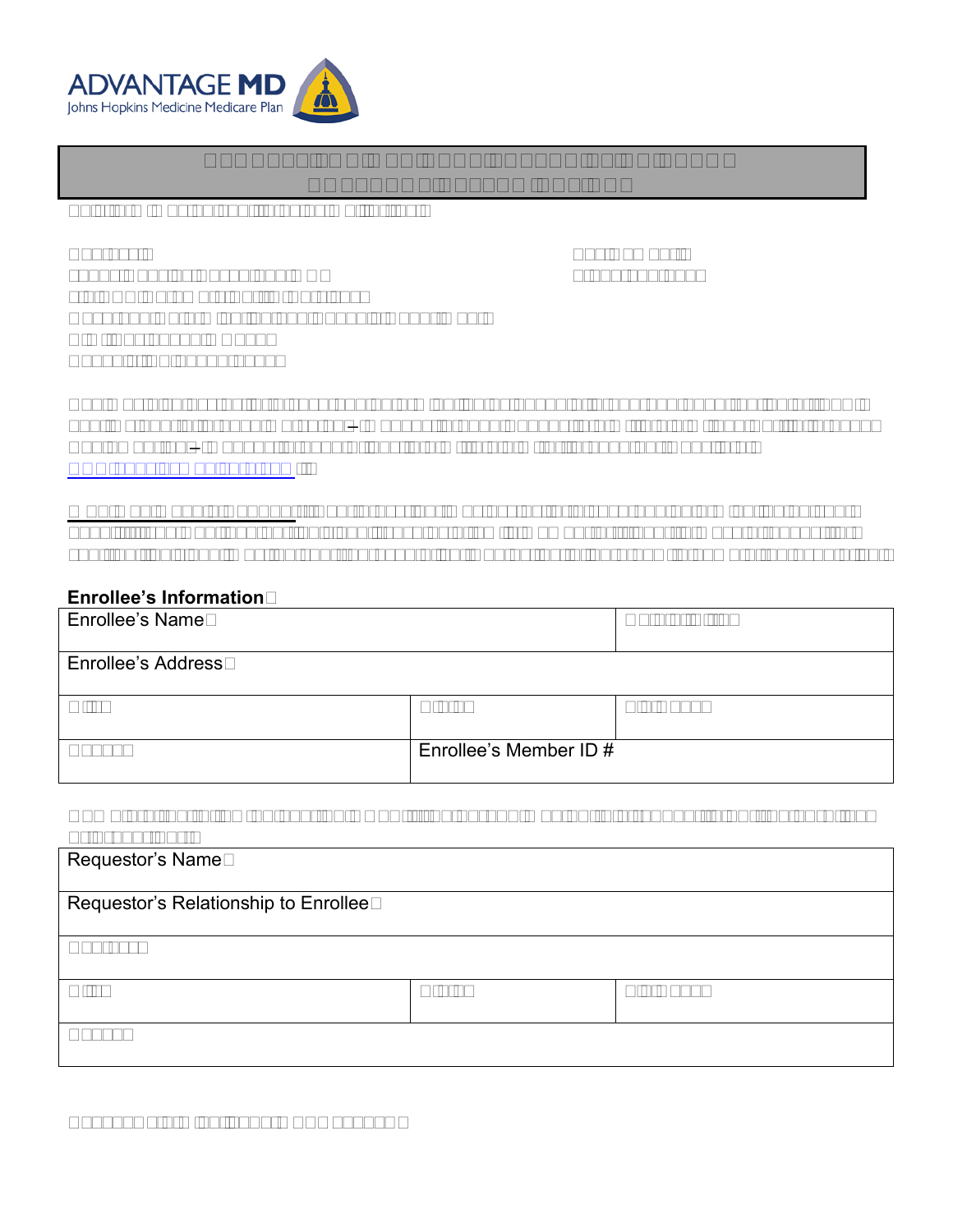ADVANTAGE MD
Johns Hopkins Medicine Medicare Plan

**Enrollee's Information**

| Enrollee's Name | |
|---|---|
| Enrollee's Address | |
| | | |
| | Enrollee's Member ID # |

| Requestor's Name |
|---|
| Requestor's Relationship to Enrollee |
| |
| | | |
| |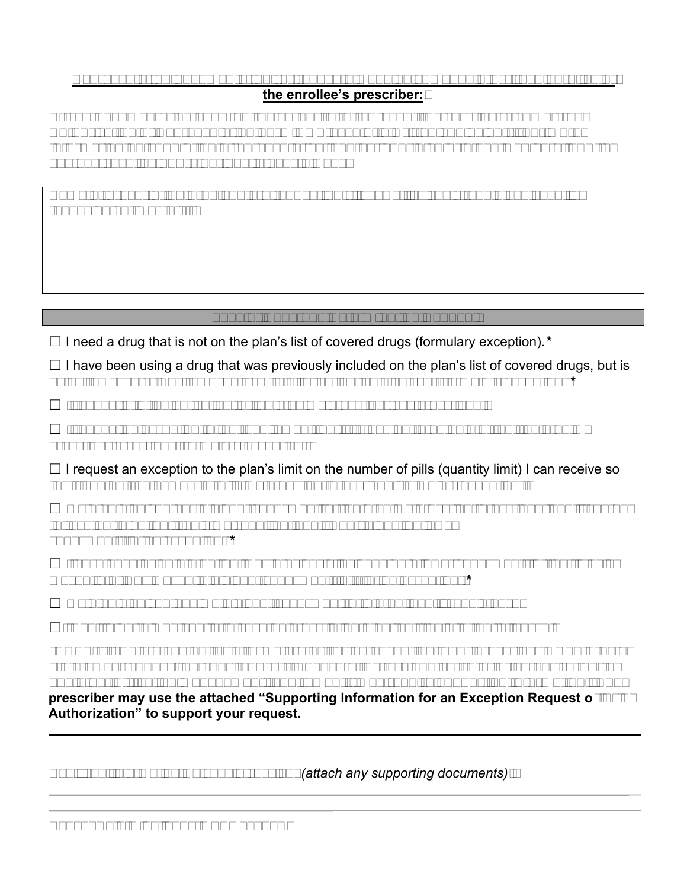**the enrollee's prescriber:**

☐ I need a drug that is not on the plan's list of covered drugs (formulary exception).*

☐ I have been using a drug that was previously included on the plan's list of covered drugs, but is *

☐

☐

☐ I request an exception to the plan's limit on the number of pills (quantity limit) I can receive so

☐ *

☐ *

☐

☐

**prescriber may use the attached "Supporting Information for an Exception Request o Authorization" to support your request.**

*(attach any supporting documents)*

______________________________________________________________________________

______________________________________________________________________________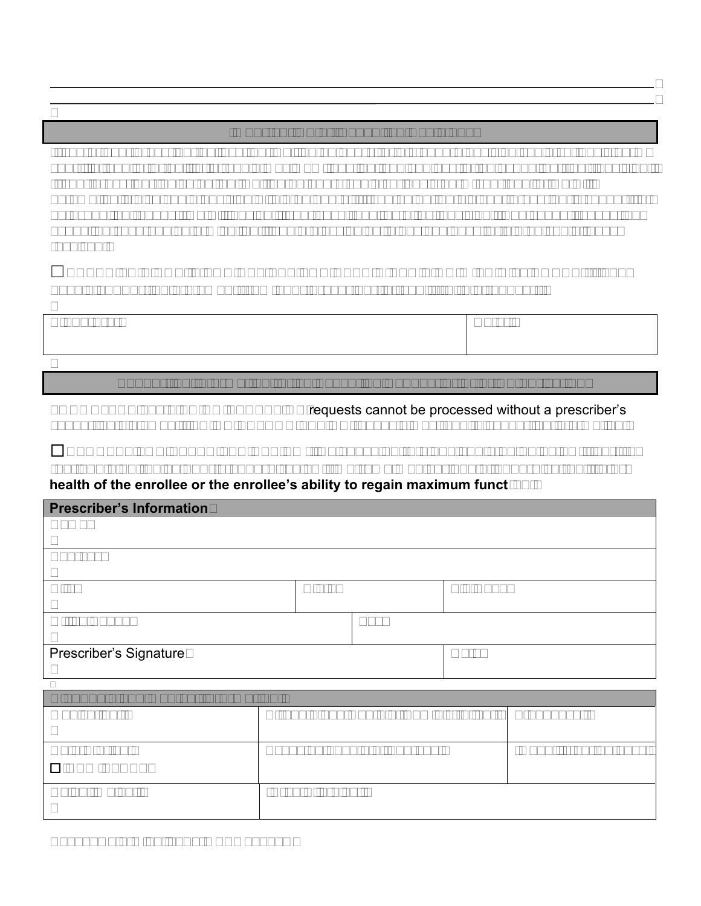requests cannot be processed without a prescriber's

**health of the enrollee or the enrollee's ability to regain maximum funct**

| **Prescriber's Information** | | |
|---|---|---|
| | | |
| | | |
| | | |
| | | |
| Prescriber's Signature | | |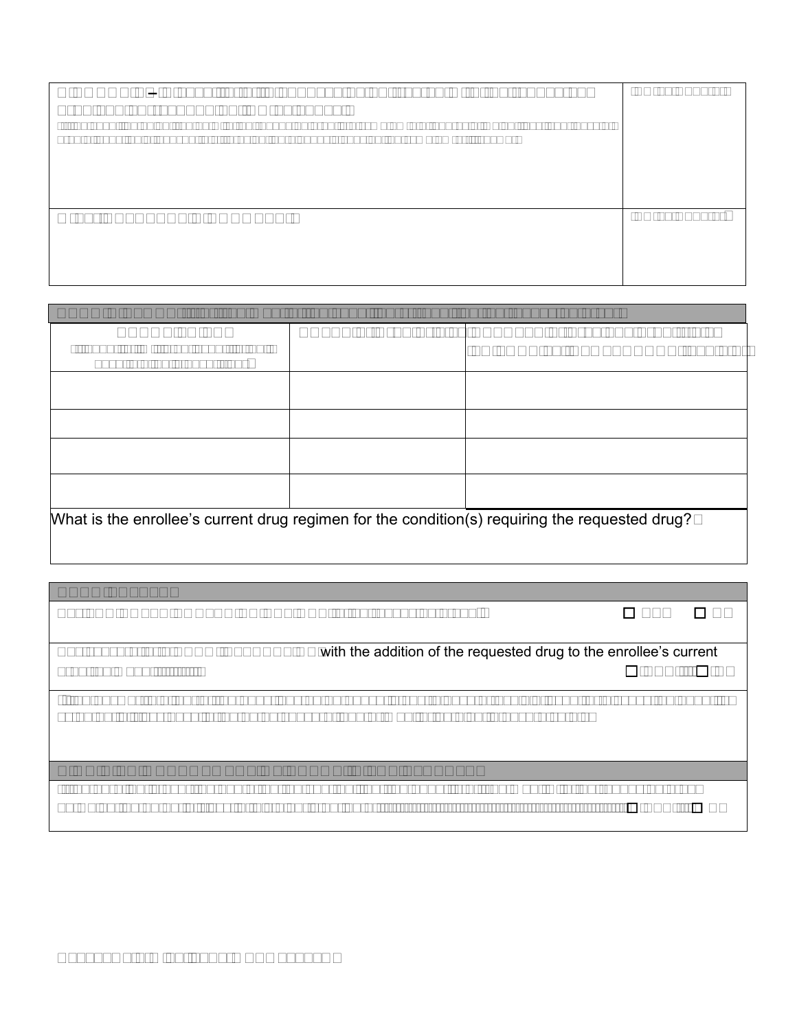What is the enrollee's current drug regimen for the condition(s) requiring the requested drug?

with the addition of the requested drug to the enrollee's current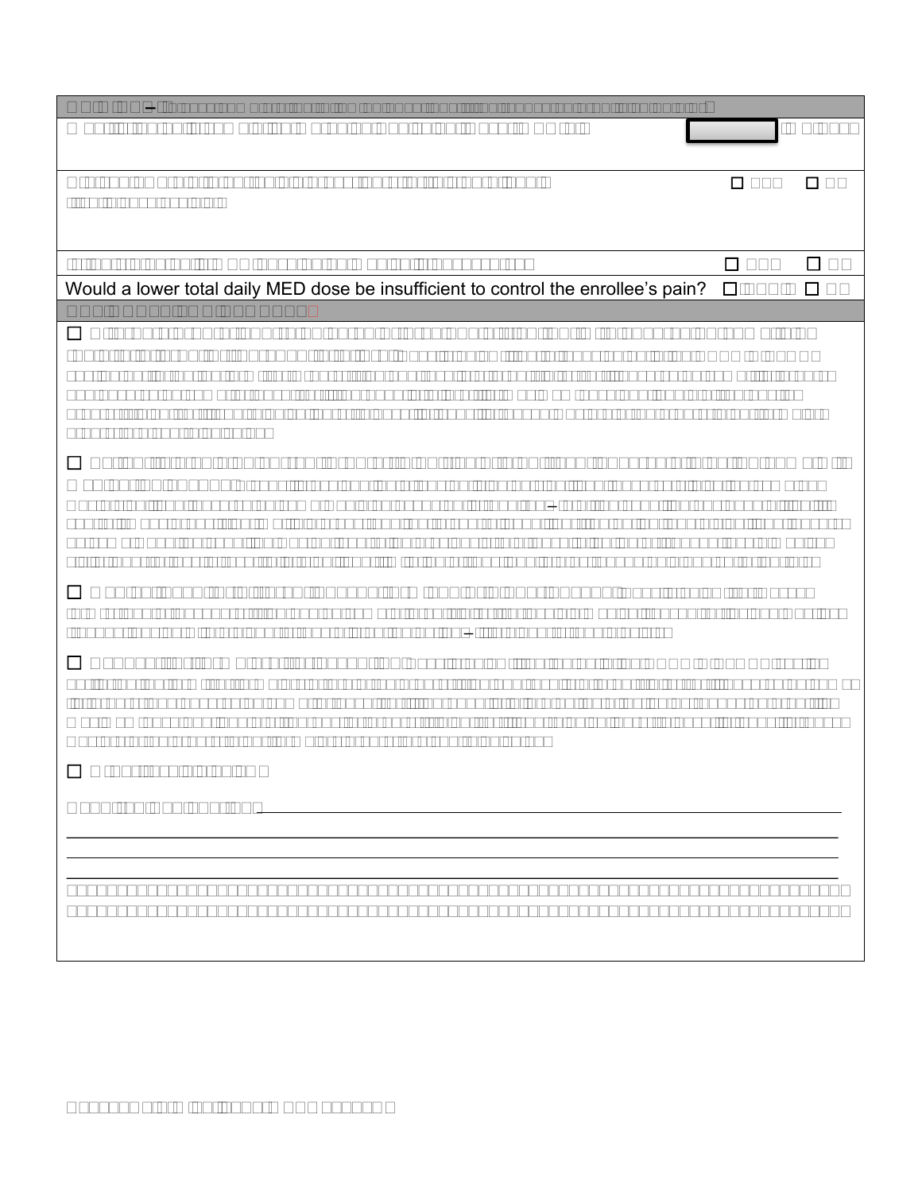Would a lower total daily MED dose be insufficient to control the enrollee's pain? ☐ ☐